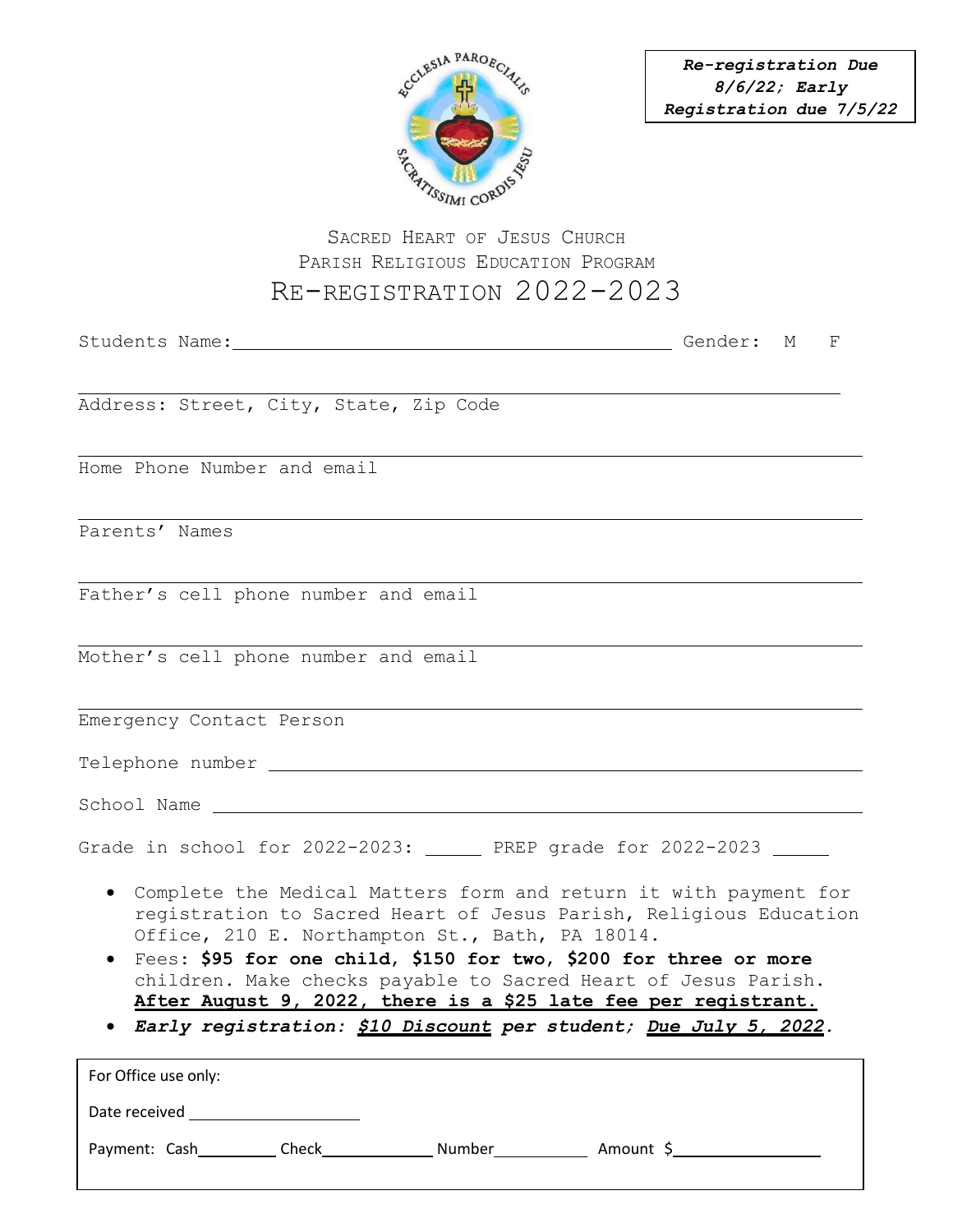***Re-registration Due 8/6/22; Early Registration due 7/5/22***

SACRED HEART OF JESUS CHURCH
PARISH RELIGIOUS EDUCATION PROGRAM

# RE-REGISTRATION 2022-2023

Students Name:_______________________________________ Gender: M F

_______________________________________________________________
Address: Street, City, State, Zip Code

_______________________________________________________________
Home Phone Number and email

_______________________________________________________________
Parents' Names

_______________________________________________________________
Father's cell phone number and email

_______________________________________________________________
Mother's cell phone number and email

_______________________________________________________________
Emergency Contact Person

Telephone number _______________________________________________

School Name ____________________________________________________

Grade in school for 2022-2023: _____ PREP grade for 2022-2023 _____

- Complete the Medical Matters form and return it with payment for registration to Sacred Heart of Jesus Parish, Religious Education Office, 210 E. Northampton St., Bath, PA 18014.
- Fees: **$95 for one child, $150 for two, $200 for three or more** children. Make checks payable to Sacred Heart of Jesus Parish. **After August 9, 2022, there is a $25 late fee per registrant.**
- ***Early registration: $10 Discount per student; Due July 5, 2022.***

---

For Office use only:

Date received ____________________

Payment: Cash________ Check____________ Number__________ Amount $_______________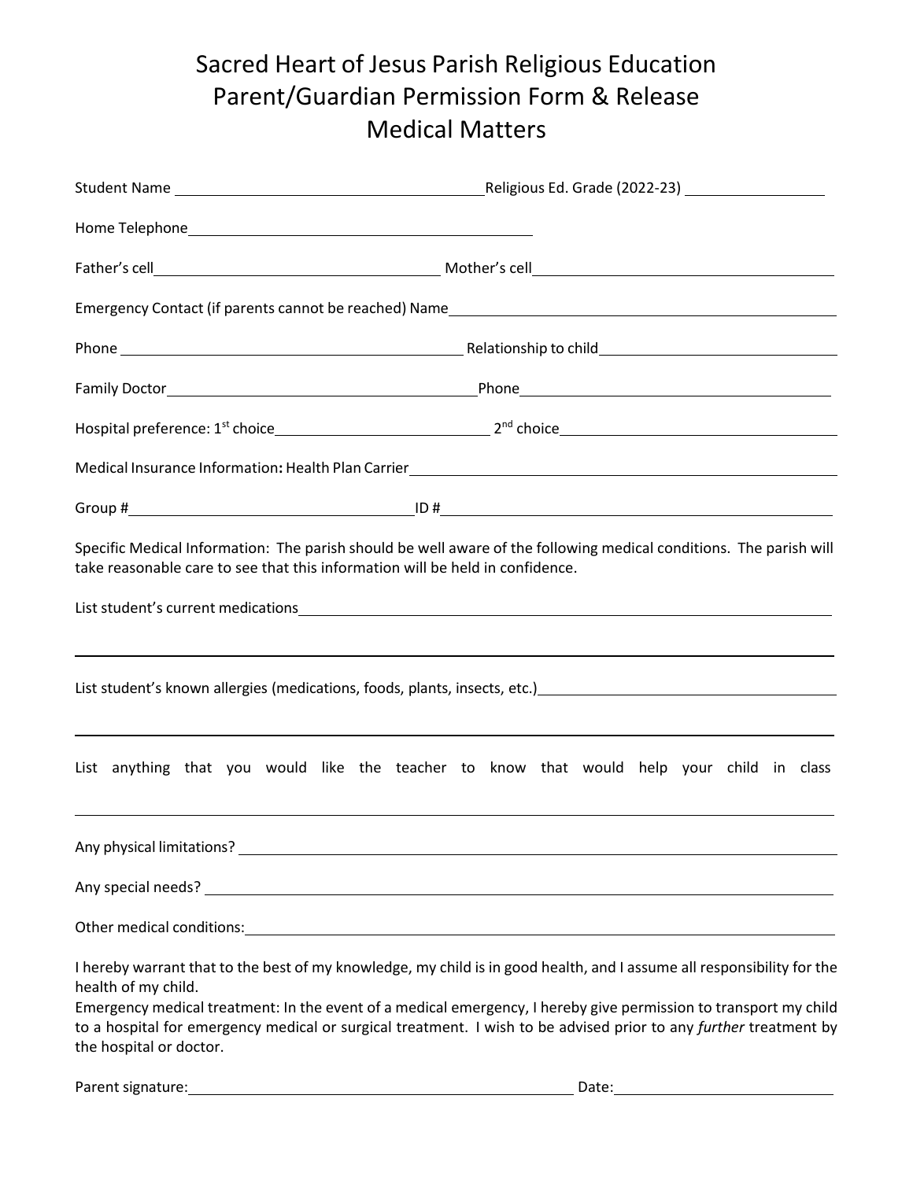# Sacred Heart of Jesus Parish Religious Education
# Parent/Guardian Permission Form & Release
# Medical Matters

Student Name ______________________________ Religious Ed. Grade (2022-23) ______________

Home Telephone ______________________________

Father's cell ______________________________ Mother's cell ______________________________

Emergency Contact (if parents cannot be reached) Name ______________________________

Phone ______________________________ Relationship to child ______________________________

Family Doctor ______________________________ Phone ______________________________

Hospital preference: 1st choice ______________________ 2nd choice ______________________

Medical Insurance Information**:** Health Plan Carrier ______________________________

Group # ______________________________ ID # ______________________________

Specific Medical Information: The parish should be well aware of the following medical conditions. The parish will take reasonable care to see that this information will be held in confidence.

List student's current medications ______________________________

______________________________________________________________

List student's known allergies (medications, foods, plants, insects, etc.) ______________________________

______________________________________________________________

List anything that you would like the teacher to know that would help your child in class

______________________________________________________________

Any physical limitations? ______________________________

Any special needs? ______________________________

Other medical conditions: ______________________________

I hereby warrant that to the best of my knowledge, my child is in good health, and I assume all responsibility for the health of my child.

Emergency medical treatment: In the event of a medical emergency, I hereby give permission to transport my child to a hospital for emergency medical or surgical treatment. I wish to be advised prior to any *further* treatment by the hospital or doctor.

Parent signature: ______________________________ Date: ______________________